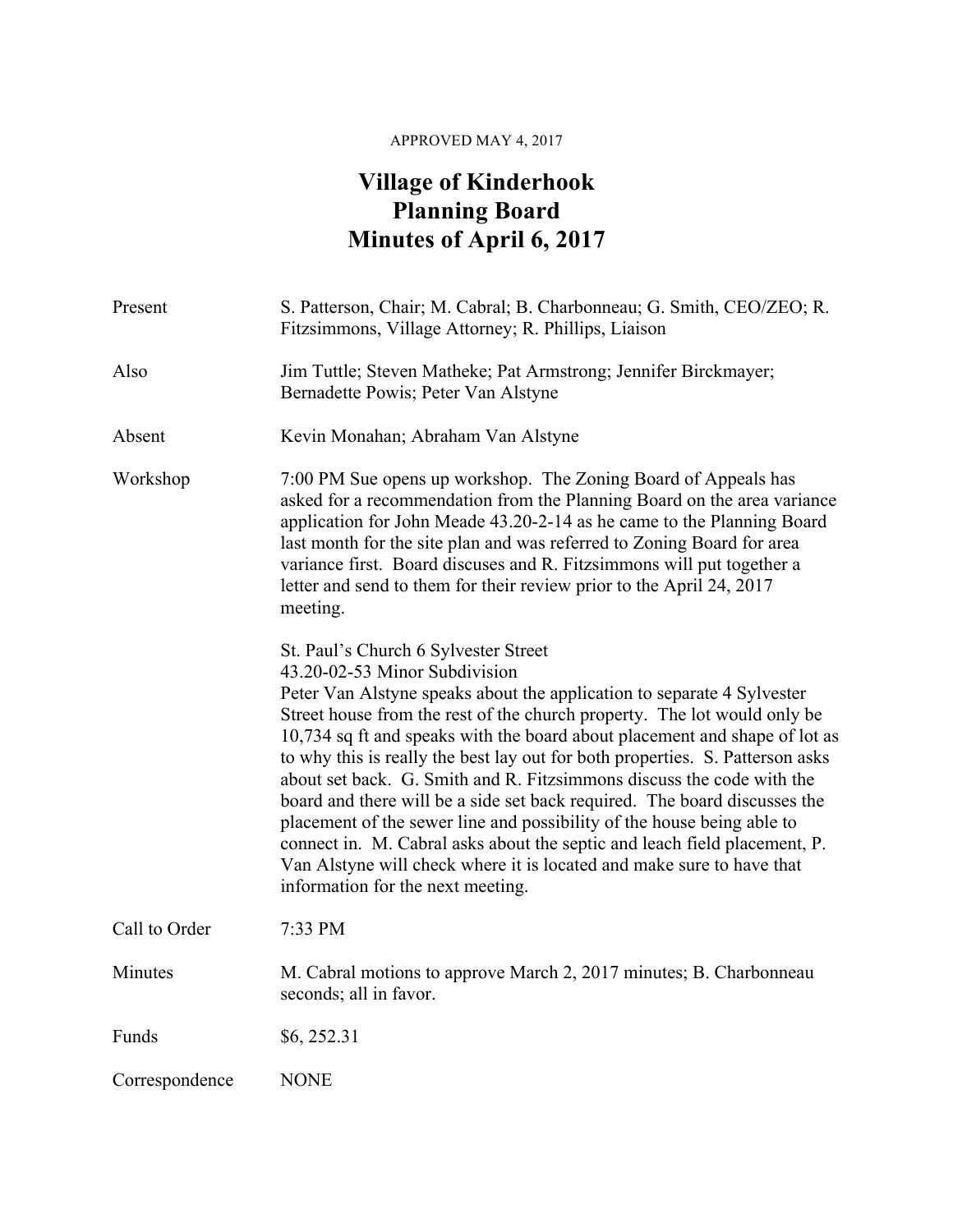APPROVED MAY 4, 2017

# Village of Kinderhook
# Planning Board
# Minutes of April 6, 2017

| | |
|---|---|
| Present | S. Patterson, Chair; M. Cabral; B. Charbonneau; G. Smith, CEO/ZEO; R. Fitzsimmons, Village Attorney; R. Phillips, Liaison |
| Also | Jim Tuttle; Steven Matheke; Pat Armstrong; Jennifer Birckmayer; Bernadette Powis; Peter Van Alstyne |
| Absent | Kevin Monahan; Abraham Van Alstyne |
| Workshop | 7:00 PM Sue opens up workshop. The Zoning Board of Appeals has asked for a recommendation from the Planning Board on the area variance application for John Meade 43.20-2-14 as he came to the Planning Board last month for the site plan and was referred to Zoning Board for area variance first. Board discuses and R. Fitzsimmons will put together a letter and send to them for their review prior to the April 24, 2017 meeting.<br><br>St. Paul's Church 6 Sylvester Street<br>43.20-02-53 Minor Subdivision<br>Peter Van Alstyne speaks about the application to separate 4 Sylvester Street house from the rest of the church property. The lot would only be 10,734 sq ft and speaks with the board about placement and shape of lot as to why this is really the best lay out for both properties. S. Patterson asks about set back. G. Smith and R. Fitzsimmons discuss the code with the board and there will be a side set back required. The board discusses the placement of the sewer line and possibility of the house being able to connect in. M. Cabral asks about the septic and leach field placement, P. Van Alstyne will check where it is located and make sure to have that information for the next meeting. |
| Call to Order | 7:33 PM |
| Minutes | M. Cabral motions to approve March 2, 2017 minutes; B. Charbonneau seconds; all in favor. |
| Funds | $6, 252.31 |
| Correspondence | NONE |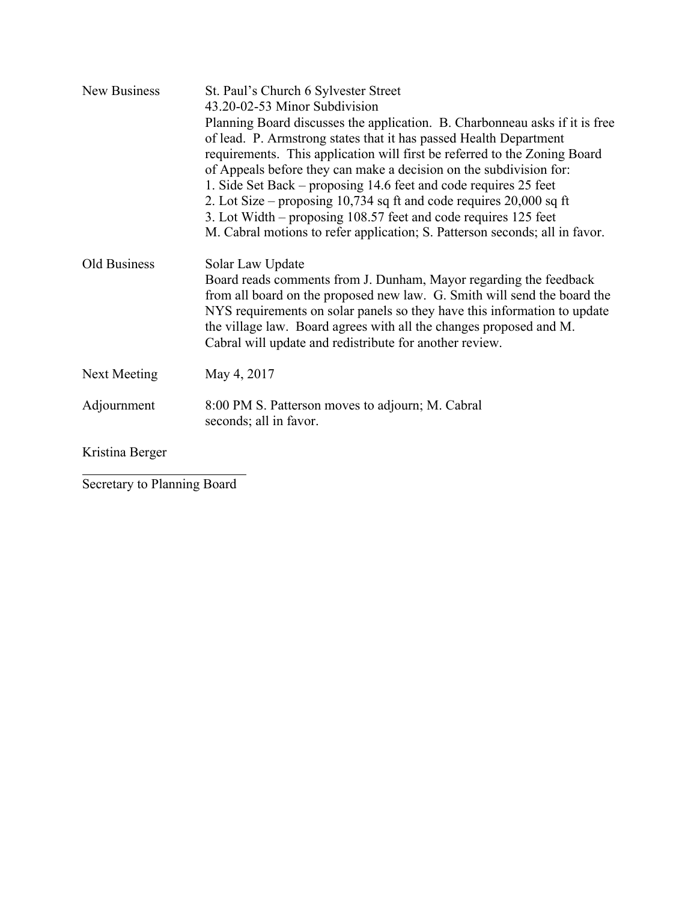**New Business**

St. Paul's Church 6 Sylvester Street
43.20-02-53 Minor Subdivision
Planning Board discusses the application. B. Charbonneau asks if it is free of lead. P. Armstrong states that it has passed Health Department requirements. This application will first be referred to the Zoning Board of Appeals before they can make a decision on the subdivision for:

1. Side Set Back – proposing 14.6 feet and code requires 25 feet
2. Lot Size – proposing 10,734 sq ft and code requires 20,000 sq ft
3. Lot Width – proposing 108.57 feet and code requires 125 feet

M. Cabral motions to refer application; S. Patterson seconds; all in favor.

**Old Business**

Solar Law Update
Board reads comments from J. Dunham, Mayor regarding the feedback from all board on the proposed new law. G. Smith will send the board the NYS requirements on solar panels so they have this information to update the village law. Board agrees with all the changes proposed and M. Cabral will update and redistribute for another review.

**Next Meeting**

May 4, 2017

**Adjournment**

8:00 PM S. Patterson moves to adjourn; M. Cabral seconds; all in favor.

Kristina Berger

Secretary to Planning Board